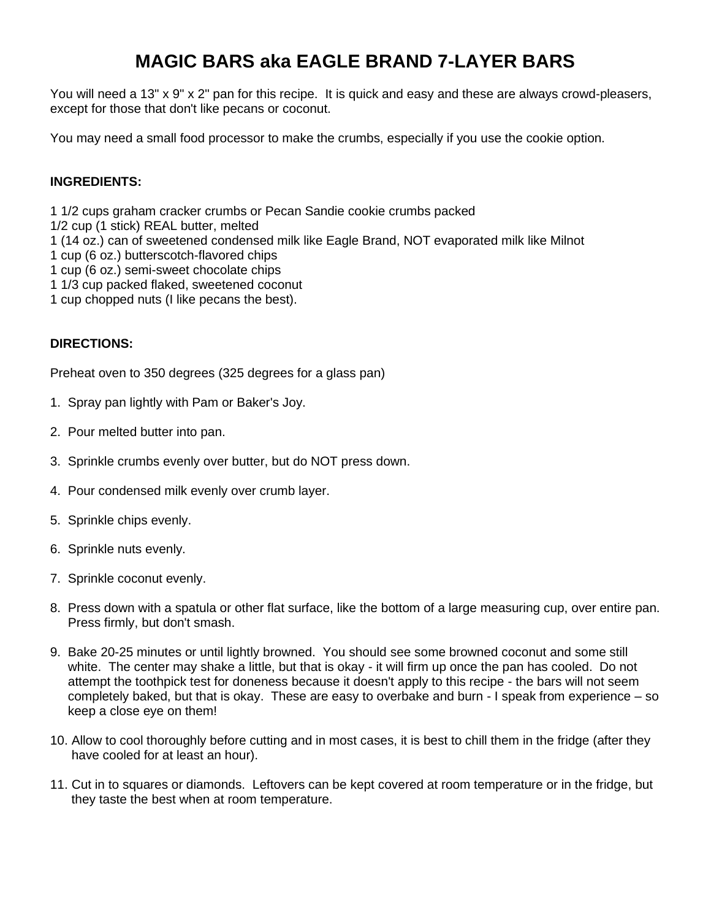# MAGIC BARS aka EAGLE BRAND 7-LAYER BARS

You will need a 13" x 9" x 2" pan for this recipe. It is quick and easy and these are always crowd-pleasers, except for those that don't like pecans or coconut.

You may need a small food processor to make the crumbs, especially if you use the cookie option.

**INGREDIENTS:**

1 1/2 cups graham cracker crumbs or Pecan Sandie cookie crumbs packed
1/2 cup (1 stick) REAL butter, melted
1 (14 oz.) can of sweetened condensed milk like Eagle Brand, NOT evaporated milk like Milnot
1 cup (6 oz.) butterscotch-flavored chips
1 cup (6 oz.) semi-sweet chocolate chips
1 1/3 cup packed flaked, sweetened coconut
1 cup chopped nuts (I like pecans the best).

**DIRECTIONS:**

Preheat oven to 350 degrees (325 degrees for a glass pan)

1. Spray pan lightly with Pam or Baker's Joy.
2. Pour melted butter into pan.
3. Sprinkle crumbs evenly over butter, but do NOT press down.
4. Pour condensed milk evenly over crumb layer.
5. Sprinkle chips evenly.
6. Sprinkle nuts evenly.
7. Sprinkle coconut evenly.
8. Press down with a spatula or other flat surface, like the bottom of a large measuring cup, over entire pan. Press firmly, but don't smash.
9. Bake 20-25 minutes or until lightly browned. You should see some browned coconut and some still white. The center may shake a little, but that is okay - it will firm up once the pan has cooled. Do not attempt the toothpick test for doneness because it doesn't apply to this recipe - the bars will not seem completely baked, but that is okay. These are easy to overbake and burn - I speak from experience – so keep a close eye on them!
10. Allow to cool thoroughly before cutting and in most cases, it is best to chill them in the fridge (after they have cooled for at least an hour).
11. Cut in to squares or diamonds. Leftovers can be kept covered at room temperature or in the fridge, but they taste the best when at room temperature.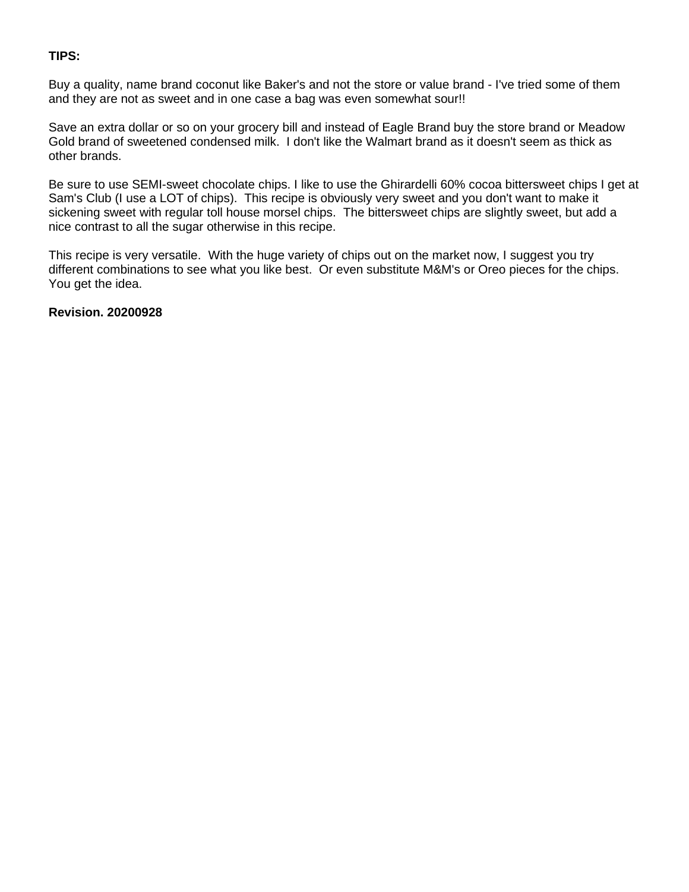**TIPS:**

Buy a quality, name brand coconut like Baker's and not the store or value brand - I've tried some of them and they are not as sweet and in one case a bag was even somewhat sour!!

Save an extra dollar or so on your grocery bill and instead of Eagle Brand buy the store brand or Meadow Gold brand of sweetened condensed milk. I don't like the Walmart brand as it doesn't seem as thick as other brands.

Be sure to use SEMI-sweet chocolate chips. I like to use the Ghirardelli 60% cocoa bittersweet chips I get at Sam's Club (I use a LOT of chips). This recipe is obviously very sweet and you don't want to make it sickening sweet with regular toll house morsel chips. The bittersweet chips are slightly sweet, but add a nice contrast to all the sugar otherwise in this recipe.

This recipe is very versatile. With the huge variety of chips out on the market now, I suggest you try different combinations to see what you like best. Or even substitute M&M's or Oreo pieces for the chips. You get the idea.

**Revision. 20200928**